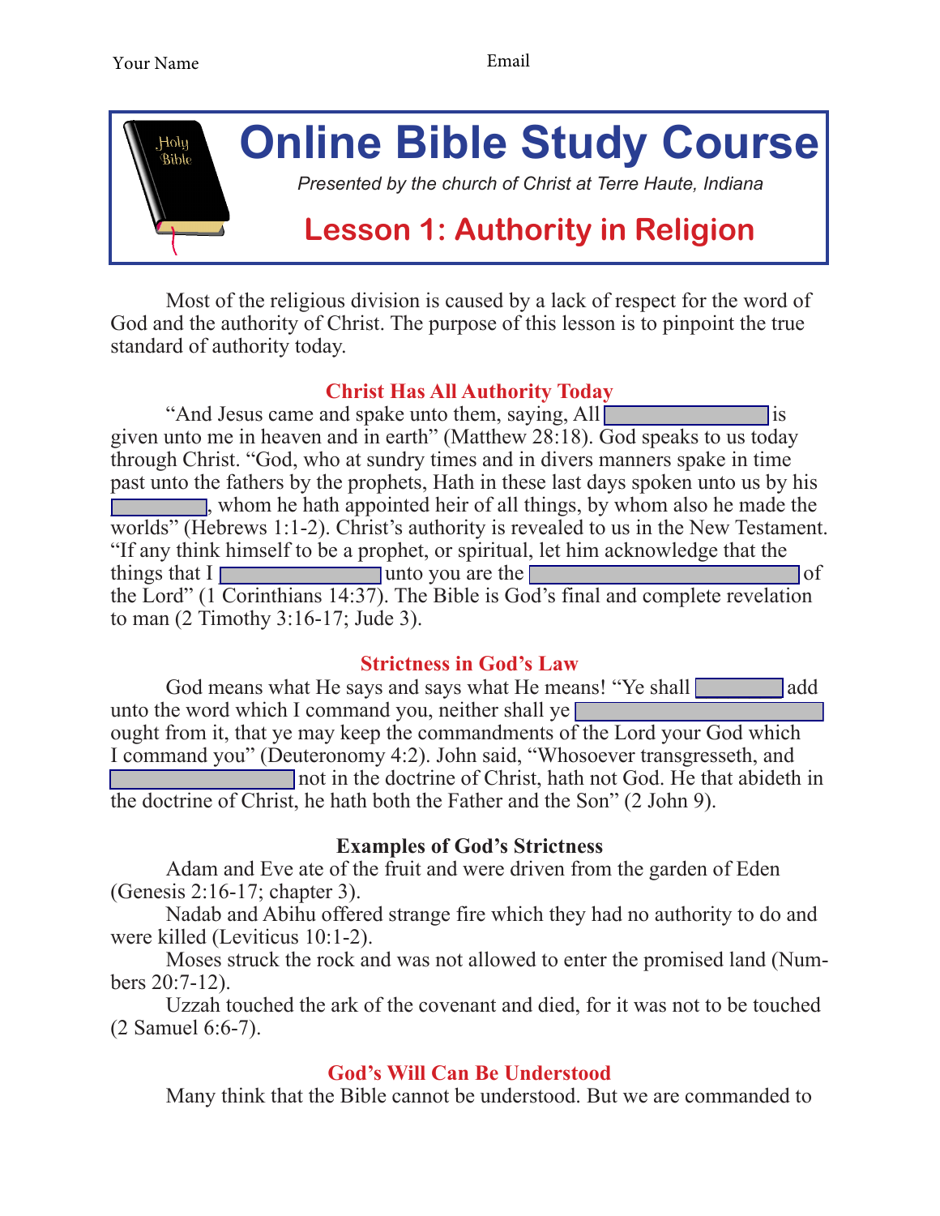Your Name Email

# Online Bible Study Course

*Presented by the church of Christ at Terre Haute, Indiana*

## Lesson 1: Authority in Religion

Most of the religious division is caused by a lack of respect for the word of God and the authority of Christ. The purpose of this lesson is to pinpoint the true standard of authority today.

### Christ Has All Authority Today

"And Jesus came and spake unto them, saying, All \_\_\_\_\_\_\_\_\_\_\_\_ is given unto me in heaven and in earth" (Matthew 28:18). God speaks to us today through Christ. "God, who at sundry times and in divers manners spake in time past unto the fathers by the prophets, Hath in these last days spoken unto us by his \_\_\_\_\_\_\_\_, whom he hath appointed heir of all things, by whom also he made the worlds" (Hebrews 1:1-2). Christ's authority is revealed to us in the New Testament. "If any think himself to be a prophet, or spiritual, let him acknowledge that the things that I \_\_\_\_\_\_\_\_\_\_\_\_ unto you are the \_\_\_\_\_\_\_\_\_\_\_\_\_\_\_\_\_\_ of the Lord" (1 Corinthians 14:37). The Bible is God's final and complete revelation to man (2 Timothy 3:16-17; Jude 3).

### Strictness in God's Law

God means what He says and says what He means! "Ye shall \_\_\_\_\_\_\_ add unto the word which I command you, neither shall ye \_\_\_\_\_\_\_\_\_\_\_\_\_\_\_\_\_\_ ought from it, that ye may keep the commandments of the Lord your God which I command you" (Deuteronomy 4:2). John said, "Whosoever transgresseth, and \_\_\_\_\_\_\_\_\_\_\_\_\_ not in the doctrine of Christ, hath not God. He that abideth in the doctrine of Christ, he hath both the Father and the Son" (2 John 9).

#### Examples of God's Strictness

Adam and Eve ate of the fruit and were driven from the garden of Eden (Genesis 2:16-17; chapter 3).

Nadab and Abihu offered strange fire which they had no authority to do and were killed (Leviticus 10:1-2).

Moses struck the rock and was not allowed to enter the promised land (Numbers 20:7-12).

Uzzah touched the ark of the covenant and died, for it was not to be touched (2 Samuel 6:6-7).

### God's Will Can Be Understood

Many think that the Bible cannot be understood. But we are commanded to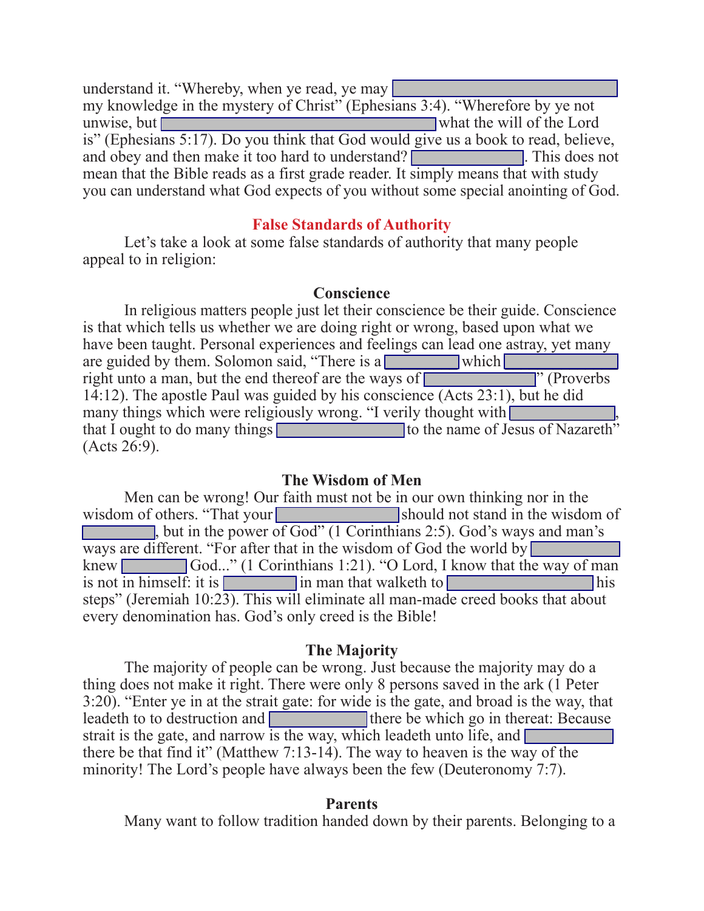understand it. "Whereby, when ye read, ye may ________________ my knowledge in the mystery of Christ" (Ephesians 3:4). "Wherefore by ye not unwise, but ________________ what the will of the Lord is" (Ephesians 5:17). Do you think that God would give us a book to read, believe, and obey and then make it too hard to understand? ________________. This does not mean that the Bible reads as a first grade reader. It simply means that with study you can understand what God expects of you without some special anointing of God.

## False Standards of Authority

Let's take a look at some false standards of authority that many people appeal to in religion:

### Conscience

In religious matters people just let their conscience be their guide. Conscience is that which tells us whether we are doing right or wrong, based upon what we have been taught. Personal experiences and feelings can lead one astray, yet many are guided by them. Solomon said, "There is a ________ which ________________ right unto a man, but the end thereof are the ways of ________________" (Proverbs 14:12). The apostle Paul was guided by his conscience (Acts 23:1), but he did many things which were religiously wrong. "I verily thought with ________________, that I ought to do many things ________________ to the name of Jesus of Nazareth" (Acts 26:9).

### The Wisdom of Men

Men can be wrong! Our faith must not be in our own thinking nor in the wisdom of others. "That your ________________ should not stand in the wisdom of ________, but in the power of God" (1 Corinthians 2:5). God's ways and man's ways are different. "For after that in the wisdom of God the world by ________________ knew ________ God..." (1 Corinthians 1:21). "O Lord, I know that the way of man is not in himself: it is ________ in man that walketh to ________________ his steps" (Jeremiah 10:23). This will eliminate all man-made creed books that about every denomination has. God's only creed is the Bible!

### The Majority

The majority of people can be wrong. Just because the majority may do a thing does not make it right. There were only 8 persons saved in the ark (1 Peter 3:20). "Enter ye in at the strait gate: for wide is the gate, and broad is the way, that leadeth to to destruction and ________________ there be which go in thereat: Because strait is the gate, and narrow is the way, which leadeth unto life, and ________________ there be that find it" (Matthew 7:13-14). The way to heaven is the way of the minority! The Lord's people have always been the few (Deuteronomy 7:7).

### Parents

Many want to follow tradition handed down by their parents. Belonging to a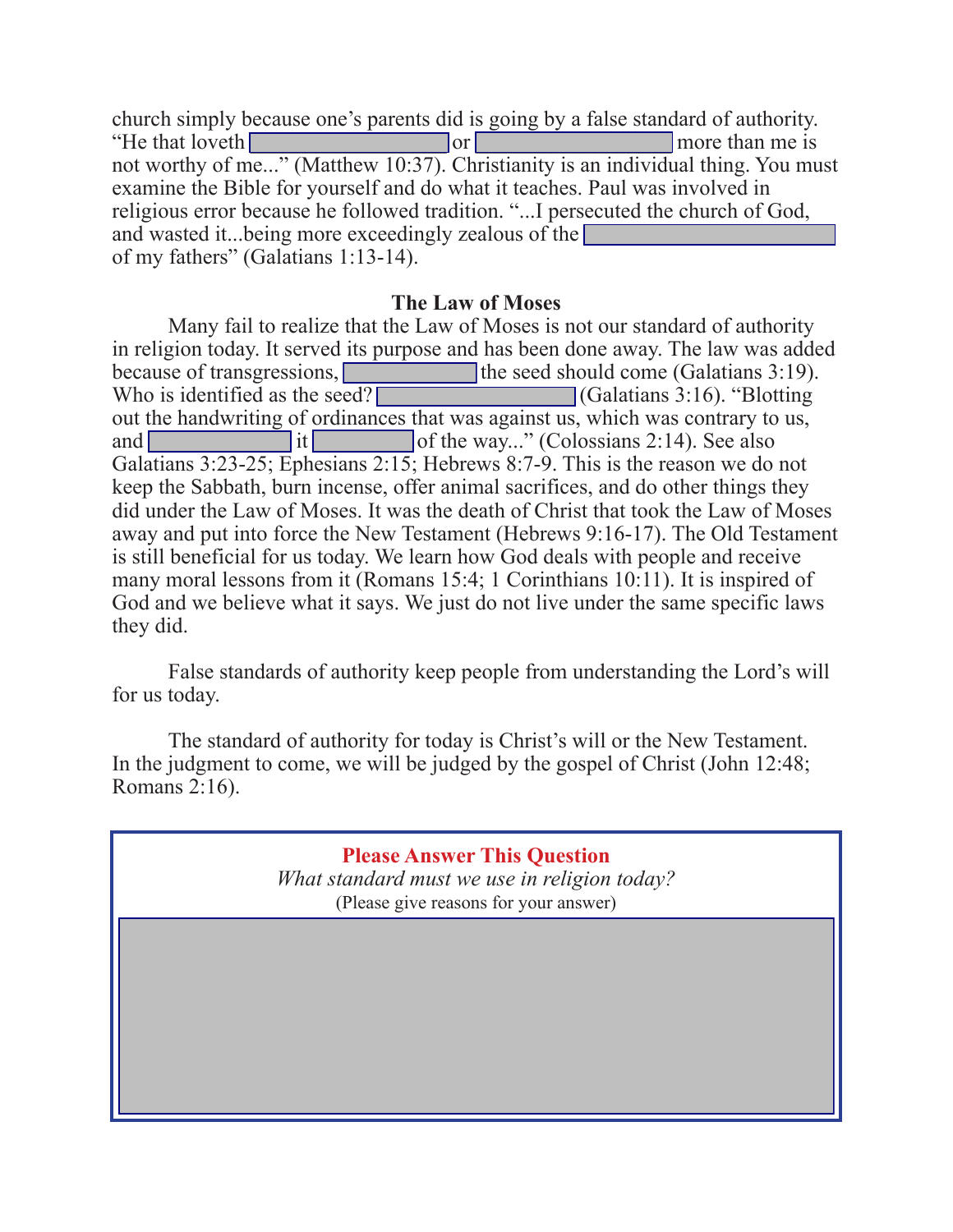church simply because one's parents did is going by a false standard of authority. "He that loveth ________ or ________ more than me is not worthy of me..." (Matthew 10:37). Christianity is an individual thing. You must examine the Bible for yourself and do what it teaches. Paul was involved in religious error because he followed tradition. "...I persecuted the church of God, and wasted it...being more exceedingly zealous of the ________ of my fathers" (Galatians 1:13-14).

### The Law of Moses

Many fail to realize that the Law of Moses is not our standard of authority in religion today. It served its purpose and has been done away. The law was added because of transgressions, ________ the seed should come (Galatians 3:19). Who is identified as the seed? ________ (Galatians 3:16). "Blotting out the handwriting of ordinances that was against us, which was contrary to us, and ________ it ________ of the way..." (Colossians 2:14). See also Galatians 3:23-25; Ephesians 2:15; Hebrews 8:7-9. This is the reason we do not keep the Sabbath, burn incense, offer animal sacrifices, and do other things they did under the Law of Moses. It was the death of Christ that took the Law of Moses away and put into force the New Testament (Hebrews 9:16-17). The Old Testament is still beneficial for us today. We learn how God deals with people and receive many moral lessons from it (Romans 15:4; 1 Corinthians 10:11). It is inspired of God and we believe what it says. We just do not live under the same specific laws they did.

False standards of authority keep people from understanding the Lord's will for us today.

The standard of authority for today is Christ's will or the New Testament. In the judgment to come, we will be judged by the gospel of Christ (John 12:48; Romans 2:16).

**Please Answer This Question**

*What standard must we use in religion today?*

(Please give reasons for your answer)